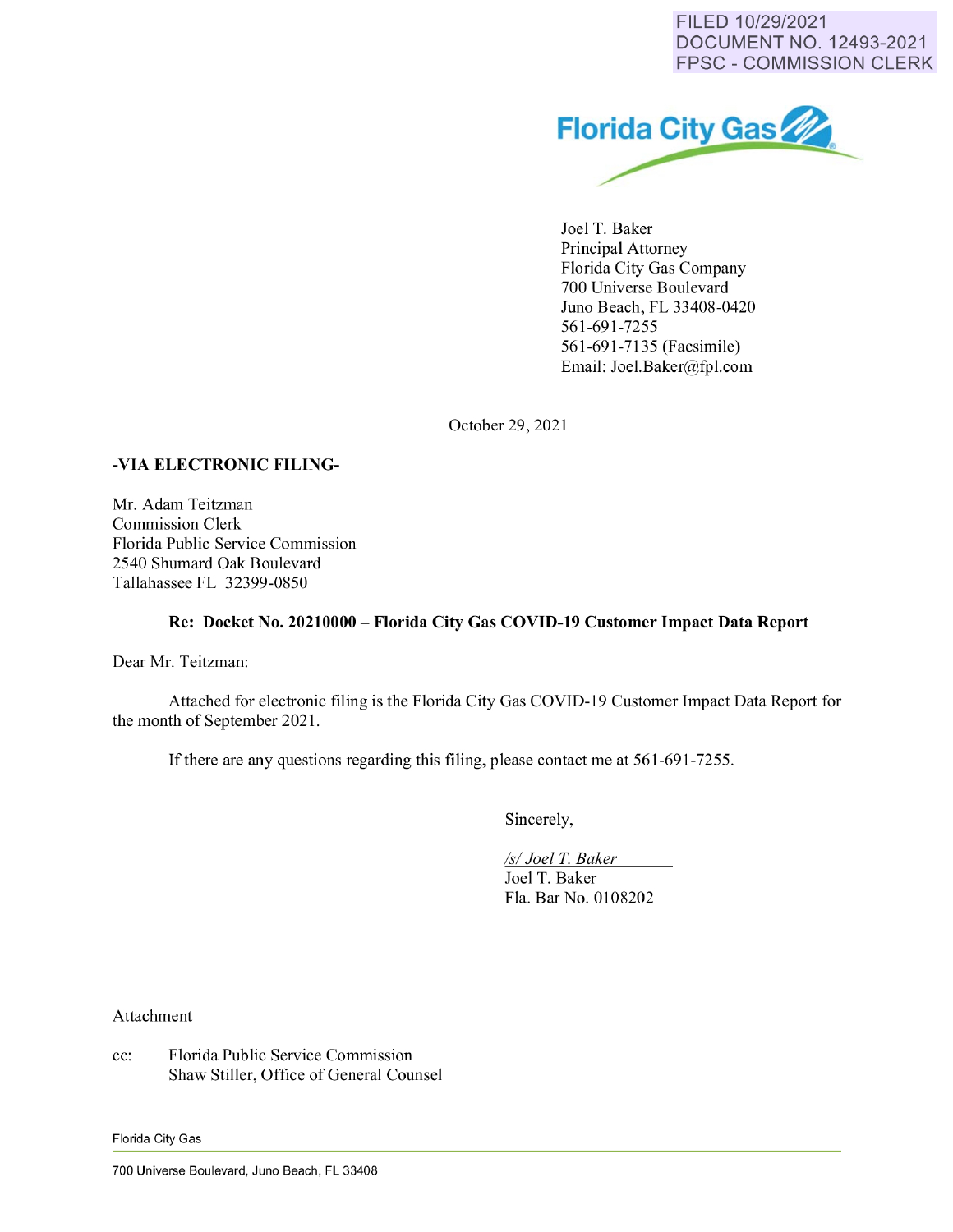FILED 10/29/2021
DOCUMENT NO. 12493-2021
FPSC - COMMISSION CLERK

Florida City Gas

Joel T. Baker
Principal Attorney
Florida City Gas Company
700 Universe Boulevard
Juno Beach, FL 33408-0420
561-691-7255
561-691-7135 (Facsimile)
Email: Joel.Baker@fpl.com

October 29, 2021

**-VIA ELECTRONIC FILING-**

Mr. Adam Teitzman
Commission Clerk
Florida Public Service Commission
2540 Shumard Oak Boulevard
Tallahassee FL 32399-0850

**Re: Docket No. 20210000 – Florida City Gas COVID-19 Customer Impact Data Report**

Dear Mr. Teitzman:

Attached for electronic filing is the Florida City Gas COVID-19 Customer Impact Data Report for the month of September 2021.

If there are any questions regarding this filing, please contact me at 561-691-7255.

Sincerely,

*/s/ Joel T. Baker*
Joel T. Baker
Fla. Bar No. 0108202

Attachment

cc: Florida Public Service Commission
Shaw Stiller, Office of General Counsel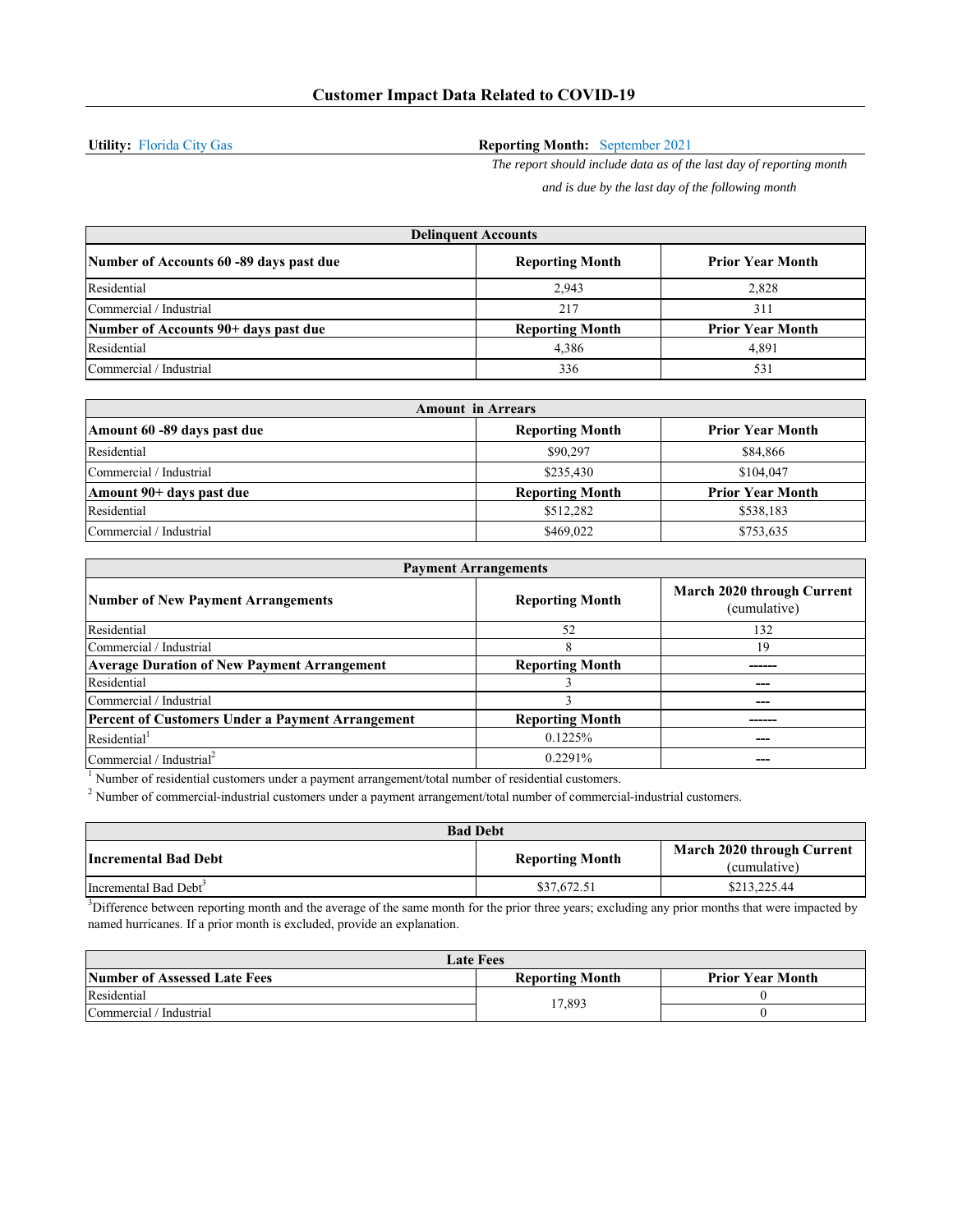# Customer Impact Data Related to COVID-19

**Utility:** Florida City Gas

**Reporting Month:** September 2021

*The report should include data as of the last day of reporting month and is due by the last day of the following month*

| Delinquent Accounts | | |
|---|---|---|
| **Number of Accounts 60 -89 days past due** | **Reporting Month** | **Prior Year Month** |
| Residential | 2,943 | 2,828 |
| Commercial / Industrial | 217 | 311 |
| **Number of Accounts 90+ days past due** | **Reporting Month** | **Prior Year Month** |
| Residential | 4,386 | 4,891 |
| Commercial / Industrial | 336 | 531 |

| Amount in Arrears | | |
|---|---|---|
| **Amount 60 -89 days past due** | **Reporting Month** | **Prior Year Month** |
| Residential | $90,297 | $84,866 |
| Commercial / Industrial | $235,430 | $104,047 |
| **Amount 90+ days past due** | **Reporting Month** | **Prior Year Month** |
| Residential | $512,282 | $538,183 |
| Commercial / Industrial | $469,022 | $753,635 |

| Payment Arrangements | | |
|---|---|---|
| **Number of New Payment Arrangements** | **Reporting Month** | **March 2020 through Current** (cumulative) |
| Residential | 52 | 132 |
| Commercial / Industrial | 8 | 19 |
| **Average Duration of New Payment Arrangement** | **Reporting Month** | ------ |
| Residential | 3 | --- |
| Commercial / Industrial | 3 | --- |
| **Percent of Customers Under a Payment Arrangement** | **Reporting Month** | ------ |
| Residential[1] | 0.1225% | --- |
| Commercial / Industrial[2] | 0.2291% | --- |

[1] Number of residential customers under a payment arrangement/total number of residential customers.

[2] Number of commercial-industrial customers under a payment arrangement/total number of commercial-industrial customers.

| Bad Debt | | |
|---|---|---|
| **Incremental Bad Debt** | **Reporting Month** | **March 2020 through Current** (cumulative) |
| Incremental Bad Debt[3] | $37,672.51 | $213,225.44 |

[3]Difference between reporting month and the average of the same month for the prior three years; excluding any prior months that were impacted by named hurricanes. If a prior month is excluded, provide an explanation.

| Late Fees | | |
|---|---|---|
| **Number of Assessed Late Fees** | **Reporting Month** | **Prior Year Month** |
| Residential | 17,893 | 0 |
| Commercial / Industrial | | 0 |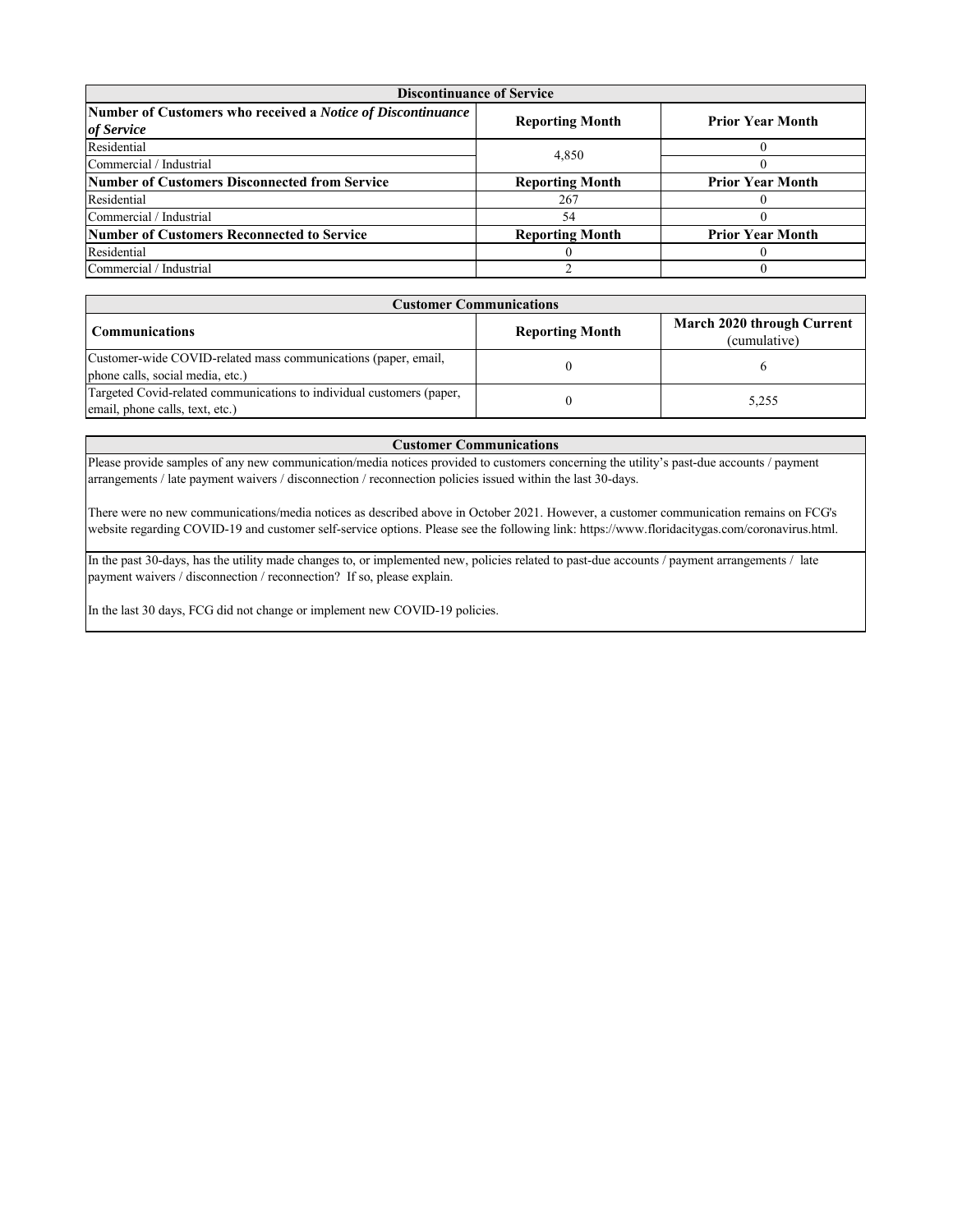| Discontinuance of Service | | |
|---|---|---|
| **Number of Customers who received a *Notice of Discontinuance of Service*** | **Reporting Month** | **Prior Year Month** |
| Residential | 4,850 | 0 |
| Commercial / Industrial | | 0 |
| **Number of Customers Disconnected from Service** | **Reporting Month** | **Prior Year Month** |
| Residential | 267 | 0 |
| Commercial / Industrial | 54 | 0 |
| **Number of Customers Reconnected to Service** | **Reporting Month** | **Prior Year Month** |
| Residential | 0 | 0 |
| Commercial / Industrial | 2 | 0 |

| Customer Communications | | |
|---|---|---|
| **Communications** | **Reporting Month** | **March 2020 through Current** (cumulative) |
| Customer-wide COVID-related mass communications (paper, email, phone calls, social media, etc.) | 0 | 6 |
| Targeted Covid-related communications to individual customers (paper, email, phone calls, text, etc.) | 0 | 5,255 |

**Customer Communications**

Please provide samples of any new communication/media notices provided to customers concerning the utility's past-due accounts / payment arrangements / late payment waivers / disconnection / reconnection policies issued within the last 30-days.

There were no new communications/media notices as described above in October 2021. However, a customer communication remains on FCG's website regarding COVID-19 and customer self-service options. Please see the following link: https://www.floridacitygas.com/coronavirus.html.

In the past 30-days, has the utility made changes to, or implemented new, policies related to past-due accounts / payment arrangements / late payment waivers / disconnection / reconnection? If so, please explain.

In the last 30 days, FCG did not change or implement new COVID-19 policies.